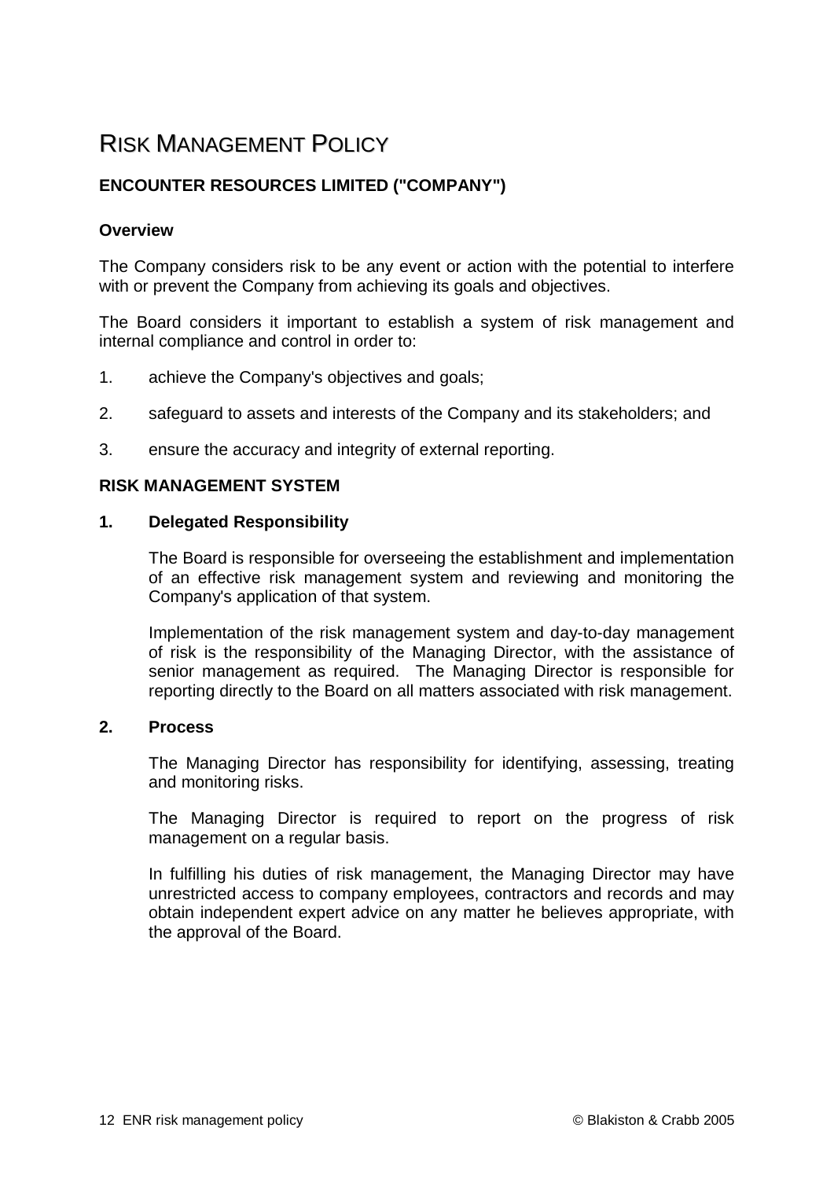# Risk Management Policy

## ENCOUNTER RESOURCES LIMITED ("COMPANY")

### Overview

The Company considers risk to be any event or action with the potential to interfere with or prevent the Company from achieving its goals and objectives.

The Board considers it important to establish a system of risk management and internal compliance and control in order to:

1. achieve the Company's objectives and goals;
2. safeguard to assets and interests of the Company and its stakeholders; and
3. ensure the accuracy and integrity of external reporting.

### RISK MANAGEMENT SYSTEM

#### 1. Delegated Responsibility

The Board is responsible for overseeing the establishment and implementation of an effective risk management system and reviewing and monitoring the Company's application of that system.

Implementation of the risk management system and day-to-day management of risk is the responsibility of the Managing Director, with the assistance of senior management as required. The Managing Director is responsible for reporting directly to the Board on all matters associated with risk management.

#### 2. Process

The Managing Director has responsibility for identifying, assessing, treating and monitoring risks.

The Managing Director is required to report on the progress of risk management on a regular basis.

In fulfilling his duties of risk management, the Managing Director may have unrestricted access to company employees, contractors and records and may obtain independent expert advice on any matter he believes appropriate, with the approval of the Board.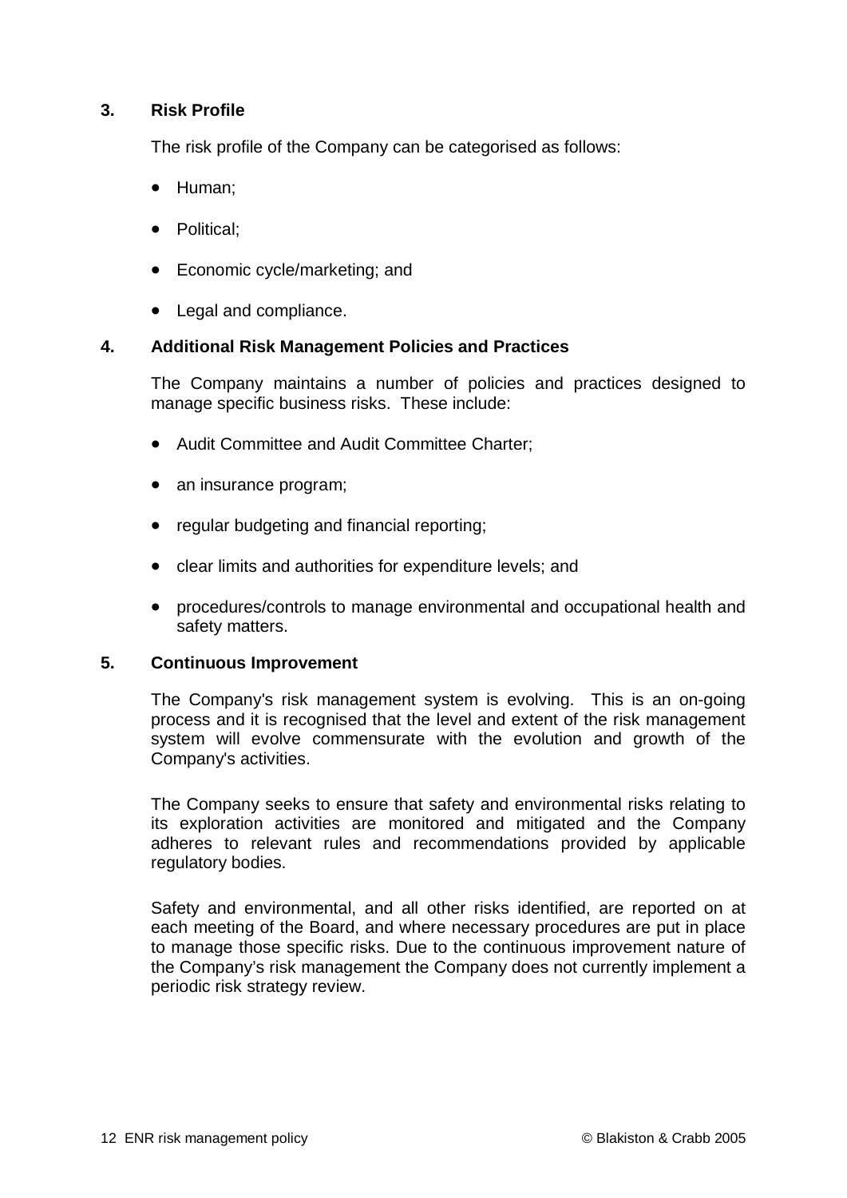## 3. Risk Profile

The risk profile of the Company can be categorised as follows:

- Human;
- Political;
- Economic cycle/marketing; and
- Legal and compliance.

## 4. Additional Risk Management Policies and Practices

The Company maintains a number of policies and practices designed to manage specific business risks. These include:

- Audit Committee and Audit Committee Charter;
- an insurance program;
- regular budgeting and financial reporting;
- clear limits and authorities for expenditure levels; and
- procedures/controls to manage environmental and occupational health and safety matters.

## 5. Continuous Improvement

The Company's risk management system is evolving. This is an on-going process and it is recognised that the level and extent of the risk management system will evolve commensurate with the evolution and growth of the Company's activities.

The Company seeks to ensure that safety and environmental risks relating to its exploration activities are monitored and mitigated and the Company adheres to relevant rules and recommendations provided by applicable regulatory bodies.

Safety and environmental, and all other risks identified, are reported on at each meeting of the Board, and where necessary procedures are put in place to manage those specific risks. Due to the continuous improvement nature of the Company's risk management the Company does not currently implement a periodic risk strategy review.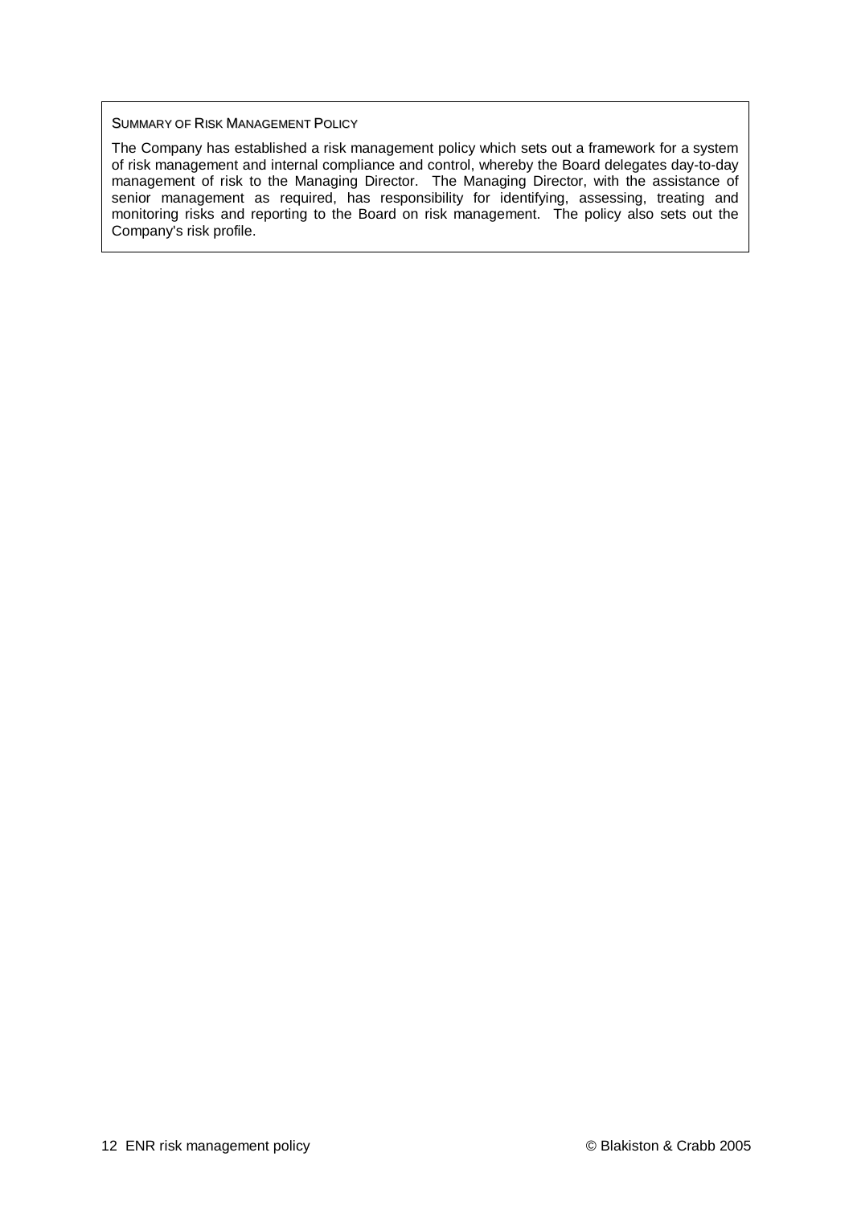### Summary of Risk Management Policy

The Company has established a risk management policy which sets out a framework for a system of risk management and internal compliance and control, whereby the Board delegates day-to-day management of risk to the Managing Director. The Managing Director, with the assistance of senior management as required, has responsibility for identifying, assessing, treating and monitoring risks and reporting to the Board on risk management. The policy also sets out the Company's risk profile.